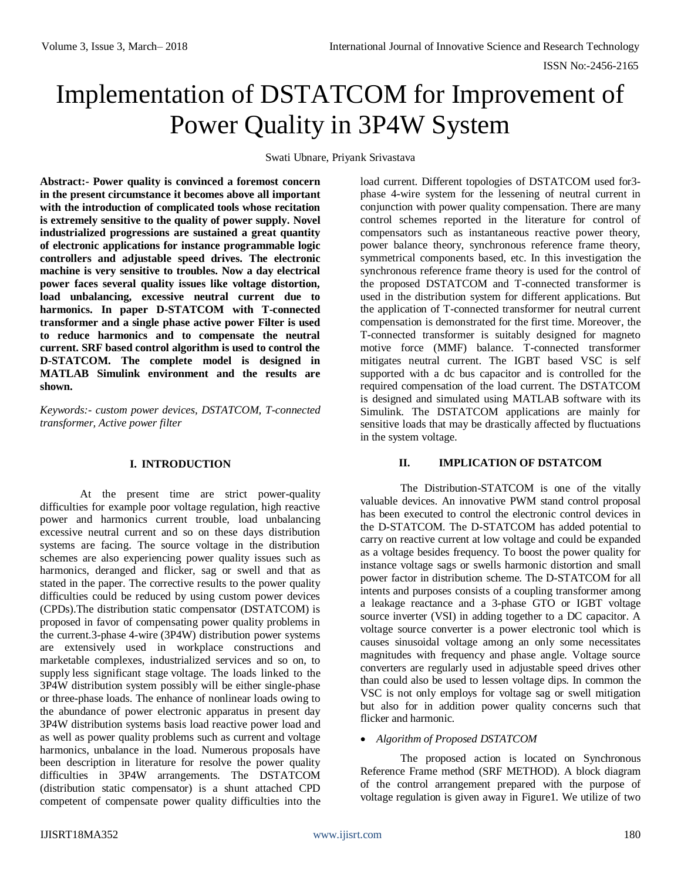# Implementation of DSTATCOM for Improvement of Power Quality in 3P4W System

Swati Ubnare, Priyank Srivastava

**Abstract:- Power quality is convinced a foremost concern in the present circumstance it becomes above all important with the introduction of complicated tools whose recitation is extremely sensitive to the quality of power supply. Novel industrialized progressions are sustained a great quantity of electronic applications for instance programmable logic controllers and adjustable speed drives. The electronic machine is very sensitive to troubles. Now a day electrical power faces several quality issues like voltage distortion, load unbalancing, excessive neutral current due to harmonics. In paper D-STATCOM with T-connected transformer and a single phase active power Filter is used to reduce harmonics and to compensate the neutral current. SRF based control algorithm is used to control the D-STATCOM. The complete model is designed in MATLAB Simulink environment and the results are shown.**

*Keywords:- custom power devices, DSTATCOM, T-connected transformer, Active power filter*

## I. INTRODUCTION

At the present time are strict power-quality difficulties for example poor voltage regulation, high reactive power and harmonics current trouble, load unbalancing excessive neutral current and so on these days distribution systems are facing. The source voltage in the distribution schemes are also experiencing power quality issues such as harmonics, deranged and flicker, sag or swell and that as stated in the paper. The corrective results to the power quality difficulties could be reduced by using custom power devices (CPDs).The distribution static compensator (DSTATCOM) is proposed in favor of compensating power quality problems in the current.3-phase 4-wire (3P4W) distribution power systems are extensively used in workplace constructions and marketable complexes, industrialized services and so on, to supply less significant stage voltage. The loads linked to the 3P4W distribution system possibly will be either single-phase or three-phase loads. The enhance of nonlinear loads owing to the abundance of power electronic apparatus in present day 3P4W distribution systems basis load reactive power load and as well as power quality problems such as current and voltage harmonics, unbalance in the load. Numerous proposals have been description in literature for resolve the power quality difficulties in 3P4W arrangements. The DSTATCOM (distribution static compensator) is a shunt attached CPD competent of compensate power quality difficulties into the load current. Different topologies of DSTATCOM used for3-phase 4-wire system for the lessening of neutral current in conjunction with power quality compensation. There are many control schemes reported in the literature for control of compensators such as instantaneous reactive power theory, power balance theory, synchronous reference frame theory, symmetrical components based, etc. In this investigation the synchronous reference frame theory is used for the control of the proposed DSTATCOM and T-connected transformer is used in the distribution system for different applications. But the application of T-connected transformer for neutral current compensation is demonstrated for the first time. Moreover, the T-connected transformer is suitably designed for magneto motive force (MMF) balance. T-connected transformer mitigates neutral current. The IGBT based VSC is self supported with a dc bus capacitor and is controlled for the required compensation of the load current. The DSTATCOM is designed and simulated using MATLAB software with its Simulink. The DSTATCOM applications are mainly for sensitive loads that may be drastically affected by fluctuations in the system voltage.

## II. IMPLICATION OF DSTATCOM

The Distribution-STATCOM is one of the vitally valuable devices. An innovative PWM stand control proposal has been executed to control the electronic control devices in the D-STATCOM. The D-STATCOM has added potential to carry on reactive current at low voltage and could be expanded as a voltage besides frequency. To boost the power quality for instance voltage sags or swells harmonic distortion and small power factor in distribution scheme. The D-STATCOM for all intents and purposes consists of a coupling transformer among a leakage reactance and a 3-phase GTO or IGBT voltage source inverter (VSI) in adding together to a DC capacitor. A voltage source converter is a power electronic tool which is causes sinusoidal voltage among an only some necessitates magnitudes with frequency and phase angle. Voltage source converters are regularly used in adjustable speed drives other than could also be used to lessen voltage dips. In common the VSC is not only employs for voltage sag or swell mitigation but also for in addition power quality concerns such that flicker and harmonic.

- *Algorithm of Proposed DSTATCOM*

The proposed action is located on Synchronous Reference Frame method (SRF METHOD). A block diagram of the control arrangement prepared with the purpose of voltage regulation is given away in Figure1. We utilize of two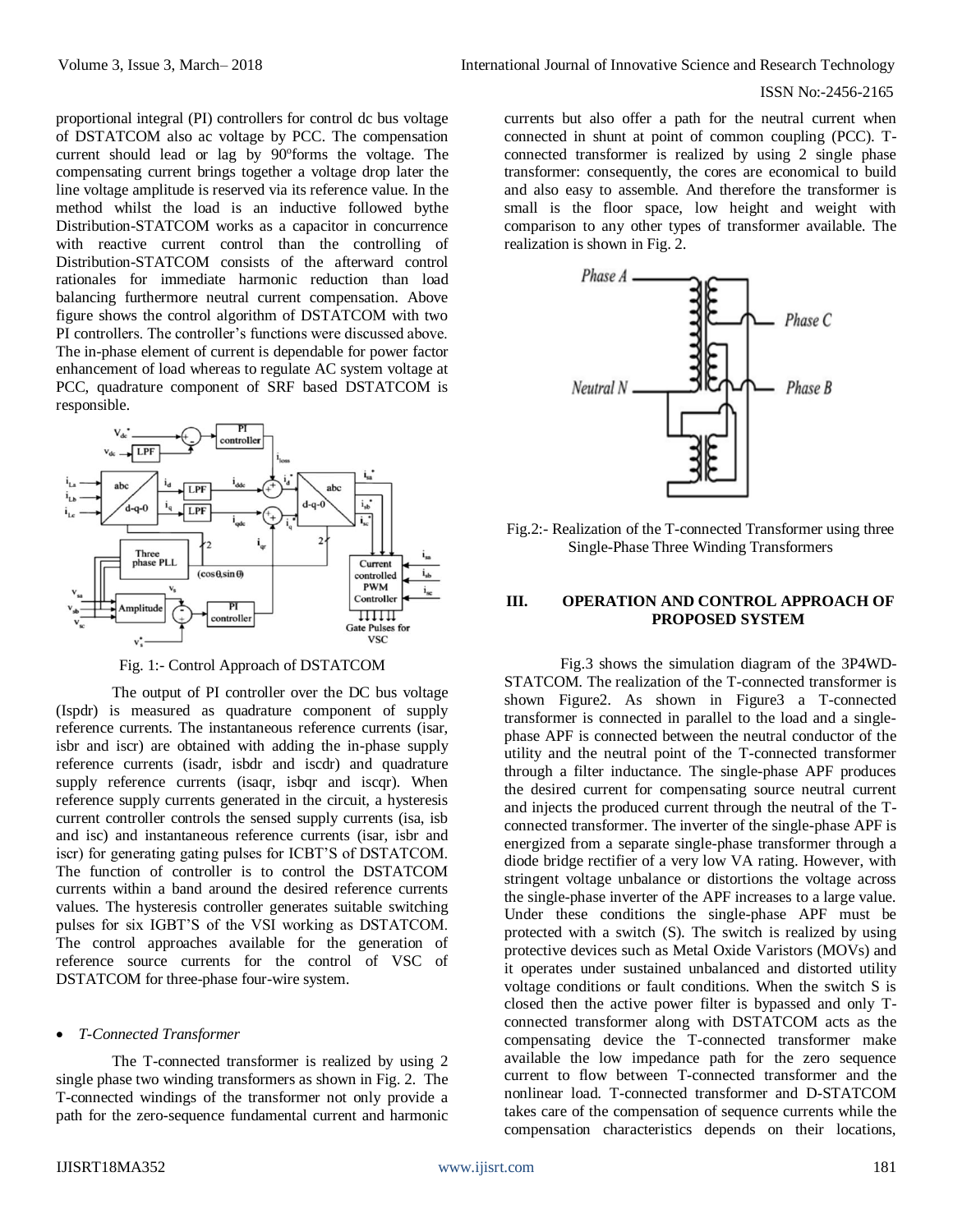proportional integral (PI) controllers for control dc bus voltage of DSTATCOM also ac voltage by PCC. The compensation current should lead or lag by 90ºforms the voltage. The compensating current brings together a voltage drop later the line voltage amplitude is reserved via its reference value. In the method whilst the load is an inductive followed bythe Distribution-STATCOM works as a capacitor in concurrence with reactive current control than the controlling of Distribution-STATCOM consists of the afterward control rationales for immediate harmonic reduction than load balancing furthermore neutral current compensation. Above figure shows the control algorithm of DSTATCOM with two PI controllers. The controller's functions were discussed above. The in-phase element of current is dependable for power factor enhancement of load whereas to regulate AC system voltage at PCC, quadrature component of SRF based DSTATCOM is responsible.

Fig. 1:- Control Approach of DSTATCOM

The output of PI controller over the DC bus voltage (Ispdr) is measured as quadrature component of supply reference currents. The instantaneous reference currents (isar, isbr and iscr) are obtained with adding the in-phase supply reference currents (isadr, isbdr and iscdr) and quadrature supply reference currents (isaqr, isbqr and iscqr). When reference supply currents generated in the circuit, a hysteresis current controller controls the sensed supply currents (isa, isb and isc) and instantaneous reference currents (isar, isbr and iscr) for generating gating pulses for ICBT'S of DSTATCOM. The function of controller is to control the DSTATCOM currents within a band around the desired reference currents values. The hysteresis controller generates suitable switching pulses for six IGBT'S of the VSI working as DSTATCOM. The control approaches available for the generation of reference source currents for the control of VSC of DSTATCOM for three-phase four-wire system.

- *T-Connected Transformer*

The T-connected transformer is realized by using 2 single phase two winding transformers as shown in Fig. 2. The T-connected windings of the transformer not only provide a path for the zero-sequence fundamental current and harmonic currents but also offer a path for the neutral current when connected in shunt at point of common coupling (PCC). T-connected transformer is realized by using 2 single phase transformer: consequently, the cores are economical to build and also easy to assemble. And therefore the transformer is small is the floor space, low height and weight with comparison to any other types of transformer available. The realization is shown in Fig. 2.

Fig.2:- Realization of the T-connected Transformer using three Single-Phase Three Winding Transformers

## III. OPERATION AND CONTROL APPROACH OF PROPOSED SYSTEM

Fig.3 shows the simulation diagram of the 3P4WD-STATCOM. The realization of the T-connected transformer is shown Figure2. As shown in Figure3 a T-connected transformer is connected in parallel to the load and a single-phase APF is connected between the neutral conductor of the utility and the neutral point of the T-connected transformer through a filter inductance. The single-phase APF produces the desired current for compensating source neutral current and injects the produced current through the neutral of the T-connected transformer. The inverter of the single-phase APF is energized from a separate single-phase transformer through a diode bridge rectifier of a very low VA rating. However, with stringent voltage unbalance or distortions the voltage across the single-phase inverter of the APF increases to a large value. Under these conditions the single-phase APF must be protected with a switch (S). The switch is realized by using protective devices such as Metal Oxide Varistors (MOVs) and it operates under sustained unbalanced and distorted utility voltage conditions or fault conditions. When the switch S is closed then the active power filter is bypassed and only T-connected transformer along with DSTATCOM acts as the compensating device the T-connected transformer make available the low impedance path for the zero sequence current to flow between T-connected transformer and the nonlinear load. T-connected transformer and D-STATCOM takes care of the compensation of sequence currents while the compensation characteristics depends on their locations,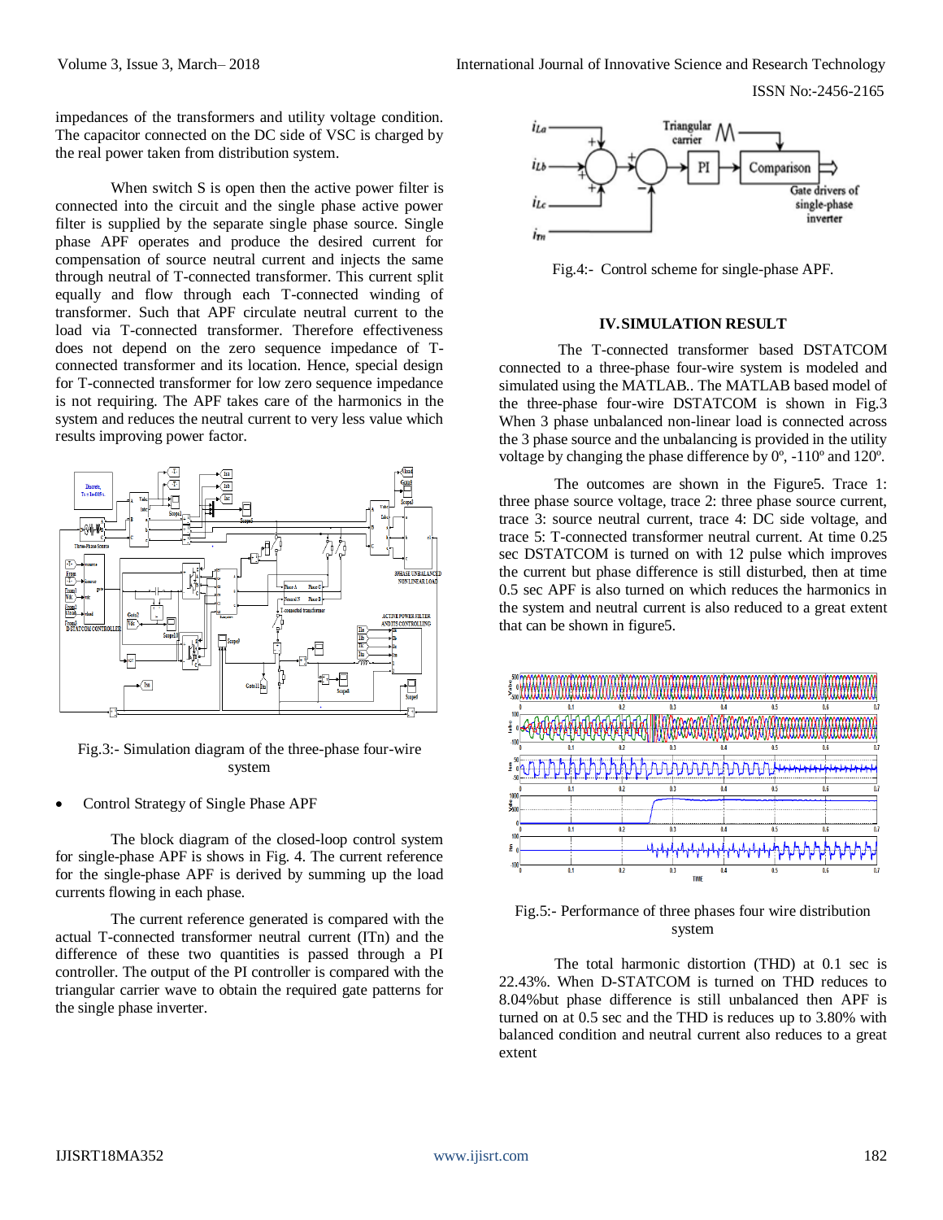impedances of the transformers and utility voltage condition. The capacitor connected on the DC side of VSC is charged by the real power taken from distribution system.

When switch S is open then the active power filter is connected into the circuit and the single phase active power filter is supplied by the separate single phase source. Single phase APF operates and produce the desired current for compensation of source neutral current and injects the same through neutral of T-connected transformer. This current split equally and flow through each T-connected winding of transformer. Such that APF circulate neutral current to the load via T-connected transformer. Therefore effectiveness does not depend on the zero sequence impedance of T-connected transformer and its location. Hence, special design for T-connected transformer for low zero sequence impedance is not requiring. The APF takes care of the harmonics in the system and reduces the neutral current to very less value which results improving power factor.

Fig.3:- Simulation diagram of the three-phase four-wire system

- Control Strategy of Single Phase APF

The block diagram of the closed-loop control system for single-phase APF is shows in Fig. 4. The current reference for the single-phase APF is derived by summing up the load currents flowing in each phase.

The current reference generated is compared with the actual T-connected transformer neutral current (ITn) and the difference of these two quantities is passed through a PI controller. The output of the PI controller is compared with the triangular carrier wave to obtain the required gate patterns for the single phase inverter.

Fig.4:- Control scheme for single-phase APF.

## IV. SIMULATION RESULT

The T-connected transformer based DSTATCOM connected to a three-phase four-wire system is modeled and simulated using the MATLAB.. The MATLAB based model of the three-phase four-wire DSTATCOM is shown in Fig.3 When 3 phase unbalanced non-linear load is connected across the 3 phase source and the unbalancing is provided in the utility voltage by changing the phase difference by 0º, -110º and 120º.

The outcomes are shown in the Figure5. Trace 1: three phase source voltage, trace 2: three phase source current, trace 3: source neutral current, trace 4: DC side voltage, and trace 5: T-connected transformer neutral current. At time 0.25 sec DSTATCOM is turned on with 12 pulse which improves the current but phase difference is still disturbed, then at time 0.5 sec APF is also turned on which reduces the harmonics in the system and neutral current is also reduced to a great extent that can be shown in figure5.

Fig.5:- Performance of three phases four wire distribution system

The total harmonic distortion (THD) at 0.1 sec is 22.43%. When D-STATCOM is turned on THD reduces to 8.04%but phase difference is still unbalanced then APF is turned on at 0.5 sec and the THD is reduces up to 3.80% with balanced condition and neutral current also reduces to a great extent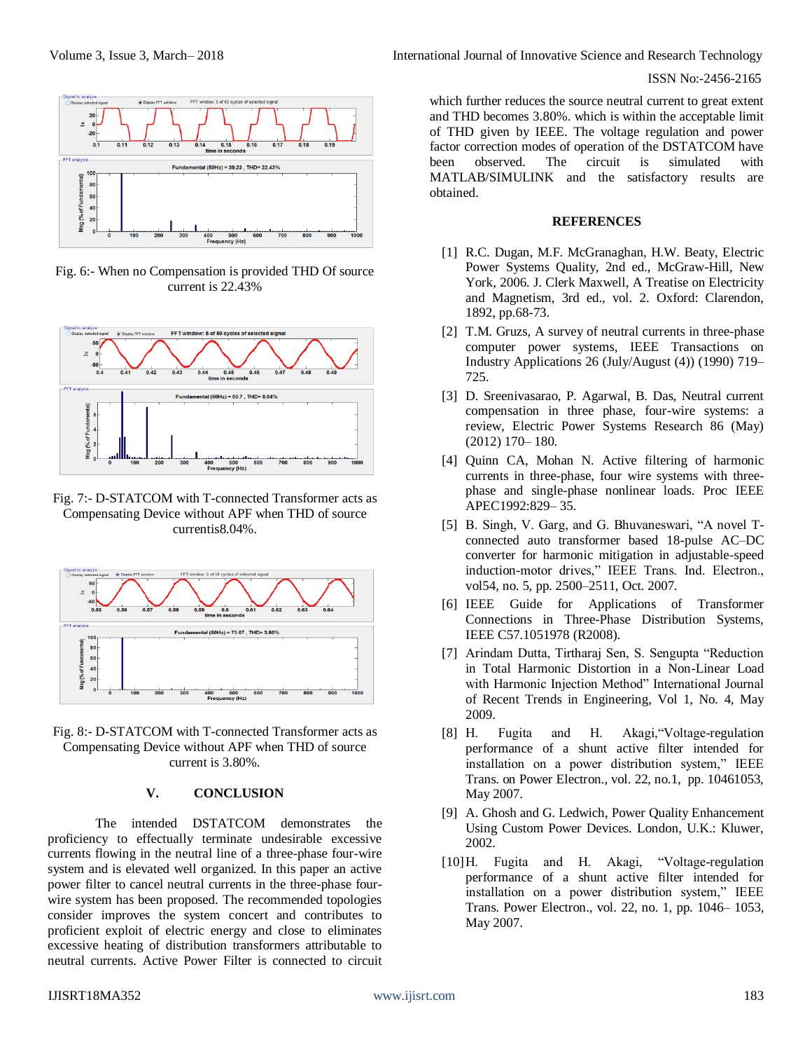Signal to analyze

Display selected signal

Display FFT window

FFT window: 5 of 50 cycles of selected signal

Ia

20

0

-20

0.1 0.11 0.12 0.13 0.14 0.15 0.16 0.17 0.18 0.19

time in seconds

FFT analysis

Fundamental (50Hz) = 39.23 , THD= 22.43%

Mag (% of Fundamental)

100

80

60

40

20

0

0 100 200 300 400 500 600 700 800 900 1000

Frequency (Hz)

Fig. 6:- When no Compensation is provided THD Of source current is 22.43%

Signal to analyze

Display selected signal

Display FFT window

FFT window: 5 of 50 cycles of selected signal

Ia

50

0

-50

0.4 0.41 0.42 0.43 0.44 0.45 0.46 0.47 0.48 0.49

time in seconds

FFT analysis

Fundamental (50Hz) = 60.7 , THD= 8.04%

Mag (% of Fundamental)

6

4

2

0

0 100 200 300 400 500 600 700 800 900 1000

Frequency (Hz)

Fig. 7:- D-STATCOM with T-connected Transformer acts as Compensating Device without APF when THD of source currentis8.04%.

Signal to analyze

Display selected signal

Display FFT window

FFT window: 5 of 50 cycles of selected signal

Ia

50

0

-50

0.55 0.56 0.57 0.58 0.59 0.6 0.61 0.62 0.63 0.64

time in seconds

FFT analysis

Fundamental (50Hz) = 73.07 , THD= 3.80%

Mag (% of Fundamental)

100

80

60

40

20

0

0 100 200 300 400 500 600 700 800 900 1000

Frequency (Hz)

Fig. 8:- D-STATCOM with T-connected Transformer acts as Compensating Device without APF when THD of source current is 3.80%.

## V. CONCLUSION

The intended DSTATCOM demonstrates the proficiency to effectually terminate undesirable excessive currents flowing in the neutral line of a three-phase four-wire system and is elevated well organized. In this paper an active power filter to cancel neutral currents in the three-phase four-wire system has been proposed. The recommended topologies consider improves the system concert and contributes to proficient exploit of electric energy and close to eliminates excessive heating of distribution transformers attributable to neutral currents. Active Power Filter is connected to circuit which further reduces the source neutral current to great extent and THD becomes 3.80%. which is within the acceptable limit of THD given by IEEE. The voltage regulation and power factor correction modes of operation of the DSTATCOM have been observed. The circuit is simulated with MATLAB/SIMULINK and the satisfactory results are obtained.

## REFERENCES

[1] R.C. Dugan, M.F. McGranaghan, H.W. Beaty, Electric Power Systems Quality, 2nd ed., McGraw-Hill, New York, 2006. J. Clerk Maxwell, A Treatise on Electricity and Magnetism, 3rd ed., vol. 2. Oxford: Clarendon, 1892, pp.68-73.

[2] T.M. Gruzs, A survey of neutral currents in three-phase computer power systems, IEEE Transactions on Industry Applications 26 (July/August (4)) (1990) 719–725.

[3] D. Sreenivasarao, P. Agarwal, B. Das, Neutral current compensation in three phase, four-wire systems: a review, Electric Power Systems Research 86 (May) (2012) 170– 180.

[4] Quinn CA, Mohan N. Active filtering of harmonic currents in three-phase, four wire systems with three-phase and single-phase nonlinear loads. Proc IEEE APEC1992:829– 35.

[5] B. Singh, V. Garg, and G. Bhuvaneswari, "A novel T-connected auto transformer based 18-pulse AC–DC converter for harmonic mitigation in adjustable-speed induction-motor drives," IEEE Trans. Ind. Electron., vol54, no. 5, pp. 2500–2511, Oct. 2007.

[6] IEEE Guide for Applications of Transformer Connections in Three-Phase Distribution Systems, IEEE C57.1051978 (R2008).

[7] Arindam Dutta, Tirtharaj Sen, S. Sengupta "Reduction in Total Harmonic Distortion in a Non-Linear Load with Harmonic Injection Method" International Journal of Recent Trends in Engineering, Vol 1, No. 4, May 2009.

[8] H. Fugita and H. Akagi,"Voltage-regulation performance of a shunt active filter intended for installation on a power distribution system," IEEE Trans. on Power Electron., vol. 22, no.1, pp. 10461053, May 2007.

[9] A. Ghosh and G. Ledwich, Power Quality Enhancement Using Custom Power Devices. London, U.K.: Kluwer, 2002.

[10] H. Fugita and H. Akagi, "Voltage-regulation performance of a shunt active filter intended for installation on a power distribution system," IEEE Trans. Power Electron., vol. 22, no. 1, pp. 1046– 1053, May 2007.